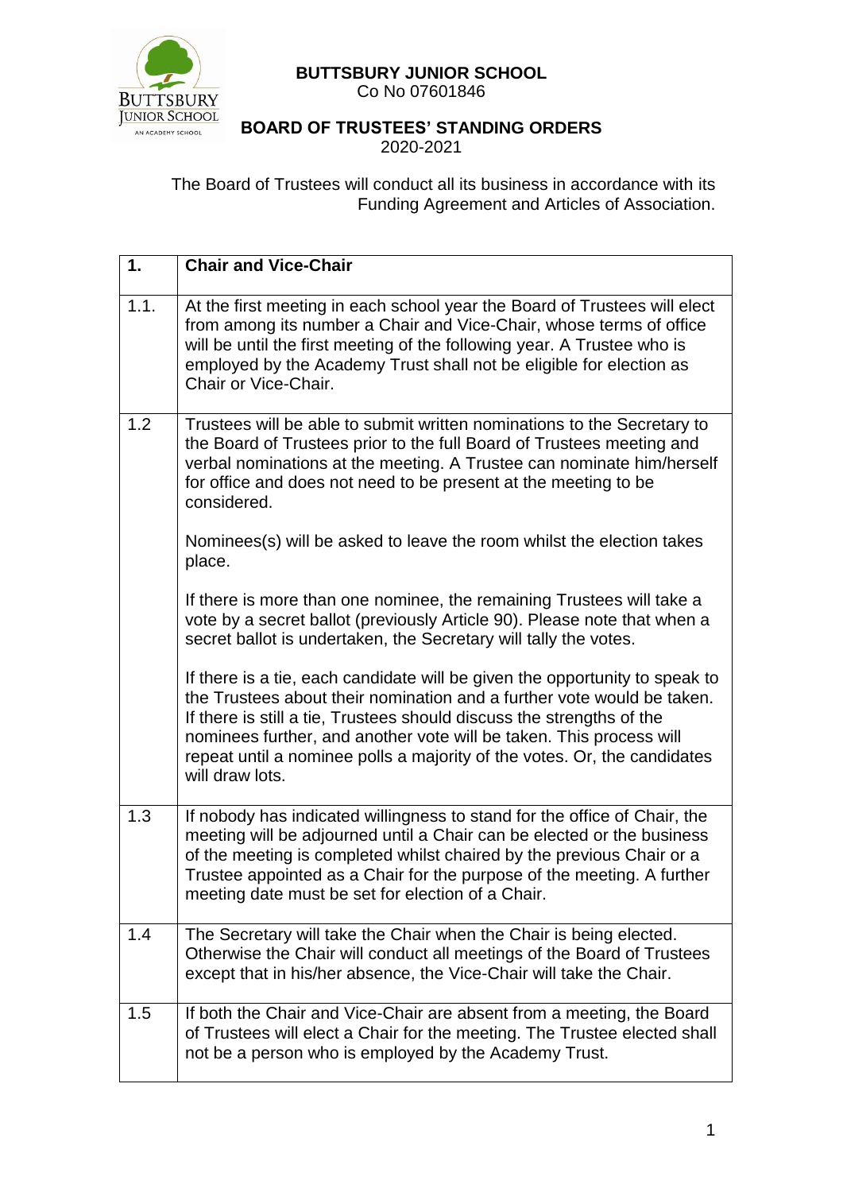# BUTTSBURY JUNIOR SCHOOL

Co No 07601846

## BOARD OF TRUSTEES' STANDING ORDERS

2020-2021

The Board of Trustees will conduct all its business in accordance with its Funding Agreement and Articles of Association.

| **1.** | **Chair and Vice-Chair** |
|---|---|
| 1.1. | At the first meeting in each school year the Board of Trustees will elect from among its number a Chair and Vice-Chair, whose terms of office will be until the first meeting of the following year. A Trustee who is employed by the Academy Trust shall not be eligible for election as Chair or Vice-Chair. |
| 1.2 | Trustees will be able to submit written nominations to the Secretary to the Board of Trustees prior to the full Board of Trustees meeting and verbal nominations at the meeting. A Trustee can nominate him/herself for office and does not need to be present at the meeting to be considered.<br><br>Nominees(s) will be asked to leave the room whilst the election takes place.<br><br>If there is more than one nominee, the remaining Trustees will take a vote by a secret ballot (previously Article 90). Please note that when a secret ballot is undertaken, the Secretary will tally the votes.<br><br>If there is a tie, each candidate will be given the opportunity to speak to the Trustees about their nomination and a further vote would be taken. If there is still a tie, Trustees should discuss the strengths of the nominees further, and another vote will be taken. This process will repeat until a nominee polls a majority of the votes. Or, the candidates will draw lots. |
| 1.3 | If nobody has indicated willingness to stand for the office of Chair, the meeting will be adjourned until a Chair can be elected or the business of the meeting is completed whilst chaired by the previous Chair or a Trustee appointed as a Chair for the purpose of the meeting. A further meeting date must be set for election of a Chair. |
| 1.4 | The Secretary will take the Chair when the Chair is being elected. Otherwise the Chair will conduct all meetings of the Board of Trustees except that in his/her absence, the Vice-Chair will take the Chair. |
| 1.5 | If both the Chair and Vice-Chair are absent from a meeting, the Board of Trustees will elect a Chair for the meeting. The Trustee elected shall not be a person who is employed by the Academy Trust. |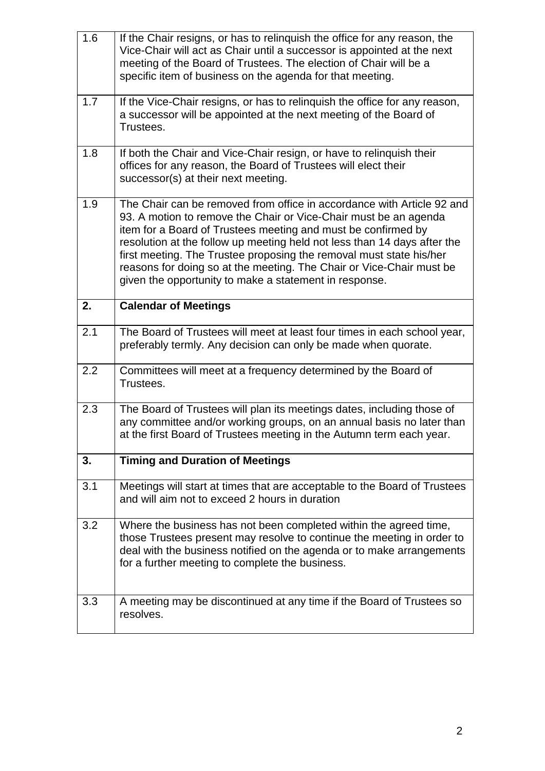| | |
|---|---|
| 1.6 | If the Chair resigns, or has to relinquish the office for any reason, the Vice-Chair will act as Chair until a successor is appointed at the next meeting of the Board of Trustees. The election of Chair will be a specific item of business on the agenda for that meeting. |
| 1.7 | If the Vice-Chair resigns, or has to relinquish the office for any reason, a successor will be appointed at the next meeting of the Board of Trustees. |
| 1.8 | If both the Chair and Vice-Chair resign, or have to relinquish their offices for any reason, the Board of Trustees will elect their successor(s) at their next meeting. |
| 1.9 | The Chair can be removed from office in accordance with Article 92 and 93. A motion to remove the Chair or Vice-Chair must be an agenda item for a Board of Trustees meeting and must be confirmed by resolution at the follow up meeting held not less than 14 days after the first meeting. The Trustee proposing the removal must state his/her reasons for doing so at the meeting. The Chair or Vice-Chair must be given the opportunity to make a statement in response. |
| **2.** | **Calendar of Meetings** |
| 2.1 | The Board of Trustees will meet at least four times in each school year, preferably termly. Any decision can only be made when quorate. |
| 2.2 | Committees will meet at a frequency determined by the Board of Trustees. |
| 2.3 | The Board of Trustees will plan its meetings dates, including those of any committee and/or working groups, on an annual basis no later than at the first Board of Trustees meeting in the Autumn term each year. |
| **3.** | **Timing and Duration of Meetings** |
| 3.1 | Meetings will start at times that are acceptable to the Board of Trustees and will aim not to exceed 2 hours in duration |
| 3.2 | Where the business has not been completed within the agreed time, those Trustees present may resolve to continue the meeting in order to deal with the business notified on the agenda or to make arrangements for a further meeting to complete the business. |
| 3.3 | A meeting may be discontinued at any time if the Board of Trustees so resolves. |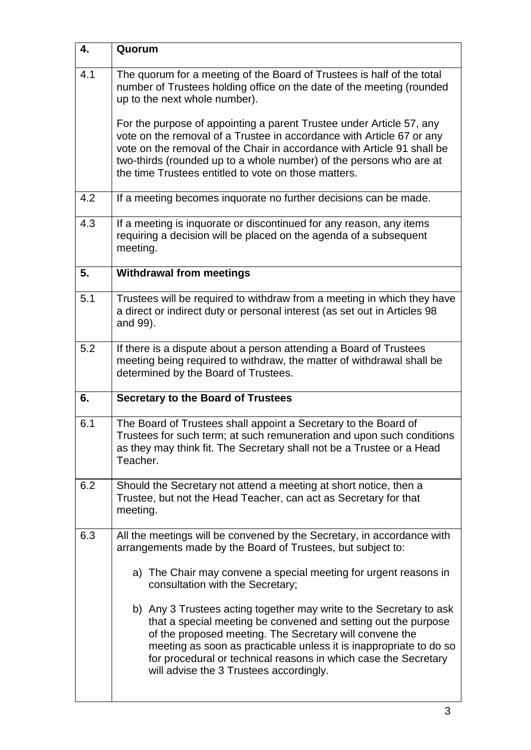| 4. | **Quorum** |
|---|---|
| 4.1 | The quorum for a meeting of the Board of Trustees is half of the total number of Trustees holding office on the date of the meeting (rounded up to the next whole number).<br><br>For the purpose of appointing a parent Trustee under Article 57, any vote on the removal of a Trustee in accordance with Article 67 or any vote on the removal of the Chair in accordance with Article 91 shall be two-thirds (rounded up to a whole number) of the persons who are at the time Trustees entitled to vote on those matters. |
| 4.2 | If a meeting becomes inquorate no further decisions can be made. |
| 4.3 | If a meeting is inquorate or discontinued for any reason, any items requiring a decision will be placed on the agenda of a subsequent meeting. |
| **5.** | **Withdrawal from meetings** |
| 5.1 | Trustees will be required to withdraw from a meeting in which they have a direct or indirect duty or personal interest (as set out in Articles 98 and 99). |
| 5.2 | If there is a dispute about a person attending a Board of Trustees meeting being required to withdraw, the matter of withdrawal shall be determined by the Board of Trustees. |
| **6.** | **Secretary to the Board of Trustees** |
| 6.1 | The Board of Trustees shall appoint a Secretary to the Board of Trustees for such term; at such remuneration and upon such conditions as they may think fit. The Secretary shall not be a Trustee or a Head Teacher. |
| 6.2 | Should the Secretary not attend a meeting at short notice, then a Trustee, but not the Head Teacher, can act as Secretary for that meeting. |
| 6.3 | All the meetings will be convened by the Secretary, in accordance with arrangements made by the Board of Trustees, but subject to:<br><br>a) The Chair may convene a special meeting for urgent reasons in consultation with the Secretary;<br><br>b) Any 3 Trustees acting together may write to the Secretary to ask that a special meeting be convened and setting out the purpose of the proposed meeting. The Secretary will convene the meeting as soon as practicable unless it is inappropriate to do so for procedural or technical reasons in which case the Secretary will advise the 3 Trustees accordingly. |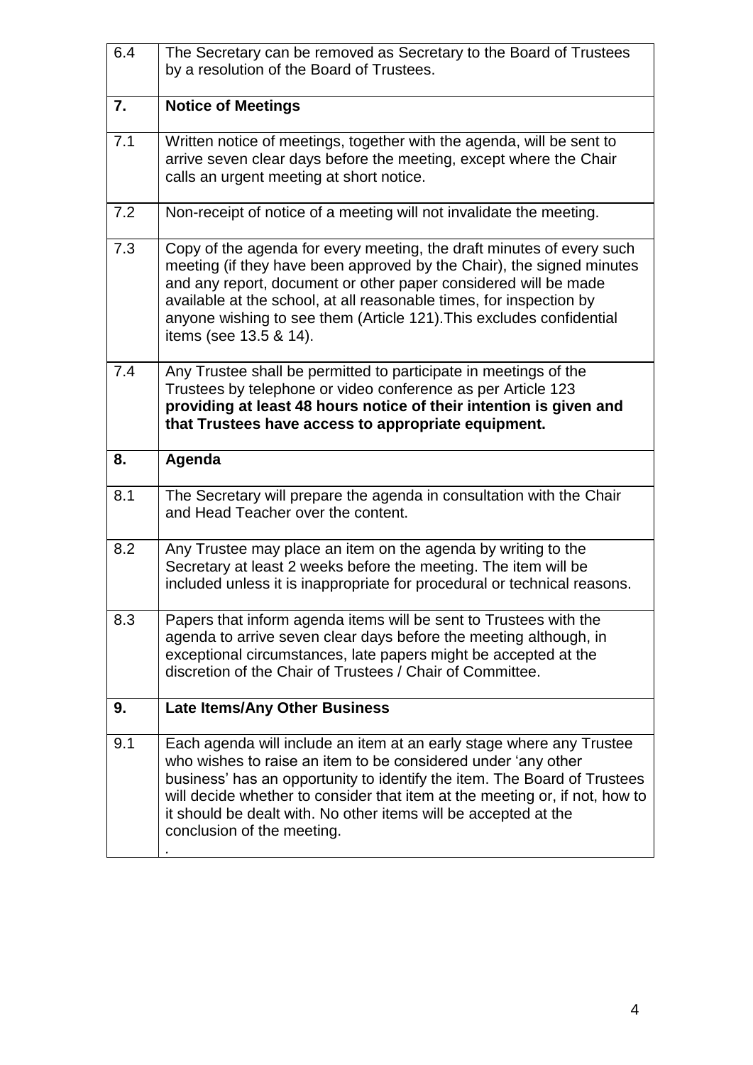| 6.4 | The Secretary can be removed as Secretary to the Board of Trustees by a resolution of the Board of Trustees. |
|---|---|
| **7.** | **Notice of Meetings** |
| 7.1 | Written notice of meetings, together with the agenda, will be sent to arrive seven clear days before the meeting, except where the Chair calls an urgent meeting at short notice. |
| 7.2 | Non-receipt of notice of a meeting will not invalidate the meeting. |
| 7.3 | Copy of the agenda for every meeting, the draft minutes of every such meeting (if they have been approved by the Chair), the signed minutes and any report, document or other paper considered will be made available at the school, at all reasonable times, for inspection by anyone wishing to see them (Article 121).This excludes confidential items (see 13.5 & 14). |
| 7.4 | Any Trustee shall be permitted to participate in meetings of the Trustees by telephone or video conference as per Article 123 **providing at least 48 hours notice of their intention is given and that Trustees have access to appropriate equipment.** |
| **8.** | **Agenda** |
| 8.1 | The Secretary will prepare the agenda in consultation with the Chair and Head Teacher over the content. |
| 8.2 | Any Trustee may place an item on the agenda by writing to the Secretary at least 2 weeks before the meeting. The item will be included unless it is inappropriate for procedural or technical reasons. |
| 8.3 | Papers that inform agenda items will be sent to Trustees with the agenda to arrive seven clear days before the meeting although, in exceptional circumstances, late papers might be accepted at the discretion of the Chair of Trustees / Chair of Committee. |
| **9.** | **Late Items/Any Other Business** |
| 9.1 | Each agenda will include an item at an early stage where any Trustee who wishes to raise an item to be considered under 'any other business' has an opportunity to identify the item. The Board of Trustees will decide whether to consider that item at the meeting or, if not, how to it should be dealt with. No other items will be accepted at the conclusion of the meeting. . |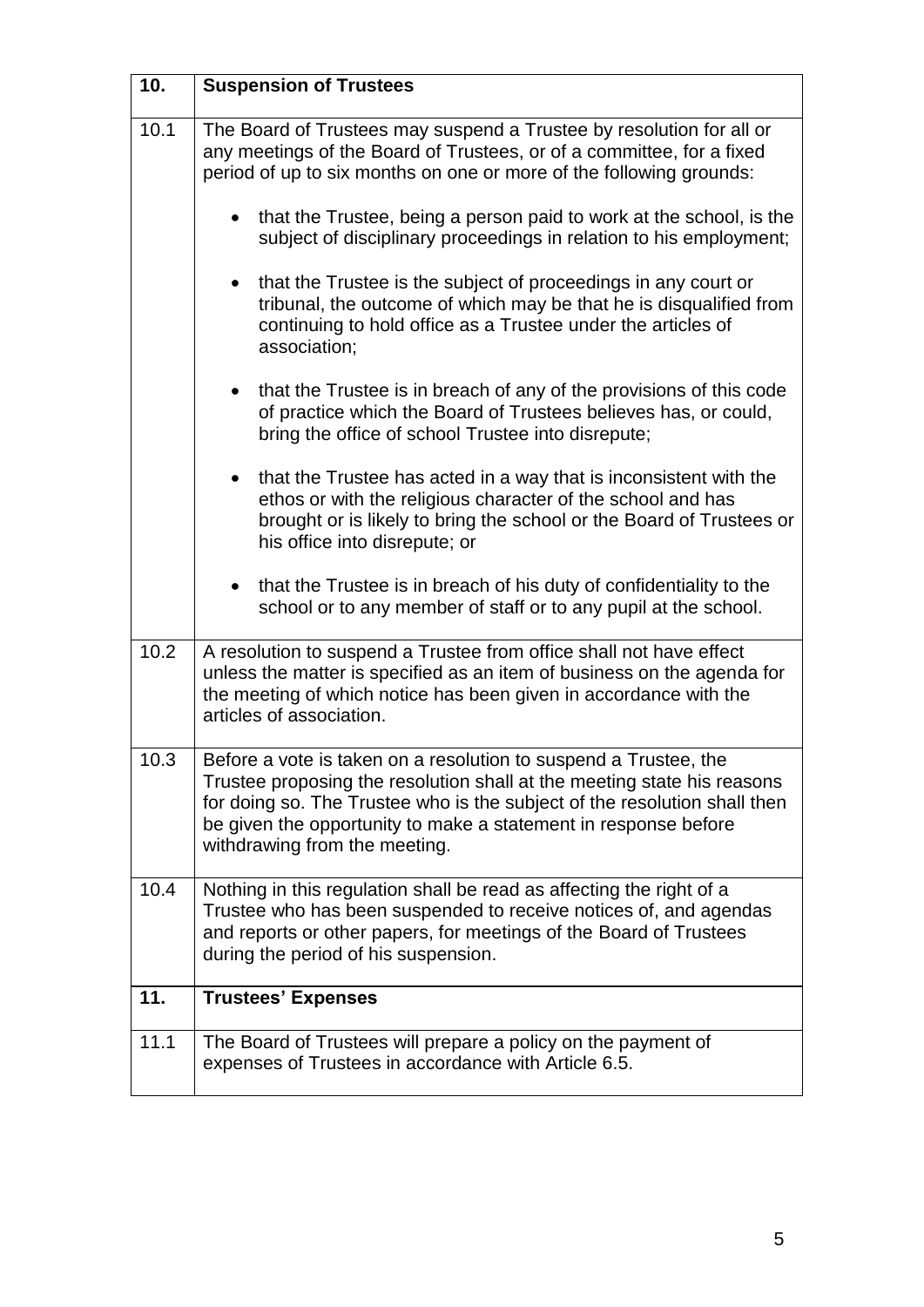| 10. | **Suspension of Trustees** |
|---|---|
| 10.1 | The Board of Trustees may suspend a Trustee by resolution for all or any meetings of the Board of Trustees, or of a committee, for a fixed period of up to six months on one or more of the following grounds:<br><br>• that the Trustee, being a person paid to work at the school, is the subject of disciplinary proceedings in relation to his employment;<br><br>• that the Trustee is the subject of proceedings in any court or tribunal, the outcome of which may be that he is disqualified from continuing to hold office as a Trustee under the articles of association;<br><br>• that the Trustee is in breach of any of the provisions of this code of practice which the Board of Trustees believes has, or could, bring the office of school Trustee into disrepute;<br><br>• that the Trustee has acted in a way that is inconsistent with the ethos or with the religious character of the school and has brought or is likely to bring the school or the Board of Trustees or his office into disrepute; or<br><br>• that the Trustee is in breach of his duty of confidentiality to the school or to any member of staff or to any pupil at the school. |
| 10.2 | A resolution to suspend a Trustee from office shall not have effect unless the matter is specified as an item of business on the agenda for the meeting of which notice has been given in accordance with the articles of association. |
| 10.3 | Before a vote is taken on a resolution to suspend a Trustee, the Trustee proposing the resolution shall at the meeting state his reasons for doing so. The Trustee who is the subject of the resolution shall then be given the opportunity to make a statement in response before withdrawing from the meeting. |
| 10.4 | Nothing in this regulation shall be read as affecting the right of a Trustee who has been suspended to receive notices of, and agendas and reports or other papers, for meetings of the Board of Trustees during the period of his suspension. |
| **11.** | **Trustees' Expenses** |
| 11.1 | The Board of Trustees will prepare a policy on the payment of expenses of Trustees in accordance with Article 6.5. |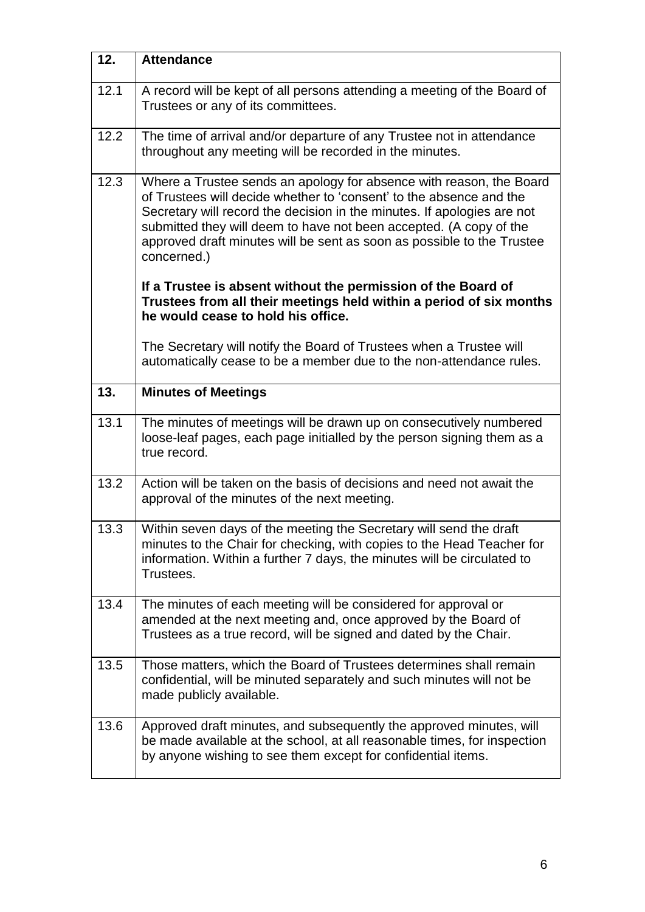| 12. | **Attendance** |
|---|---|
| 12.1 | A record will be kept of all persons attending a meeting of the Board of Trustees or any of its committees. |
| 12.2 | The time of arrival and/or departure of any Trustee not in attendance throughout any meeting will be recorded in the minutes. |
| 12.3 | Where a Trustee sends an apology for absence with reason, the Board of Trustees will decide whether to 'consent' to the absence and the Secretary will record the decision in the minutes. If apologies are not submitted they will deem to have not been accepted. (A copy of the approved draft minutes will be sent as soon as possible to the Trustee concerned.)<br><br>**If a Trustee is absent without the permission of the Board of Trustees from all their meetings held within a period of six months he would cease to hold his office.**<br><br>The Secretary will notify the Board of Trustees when a Trustee will automatically cease to be a member due to the non-attendance rules. |
| **13.** | **Minutes of Meetings** |
| 13.1 | The minutes of meetings will be drawn up on consecutively numbered loose-leaf pages, each page initialled by the person signing them as a true record. |
| 13.2 | Action will be taken on the basis of decisions and need not await the approval of the minutes of the next meeting. |
| 13.3 | Within seven days of the meeting the Secretary will send the draft minutes to the Chair for checking, with copies to the Head Teacher for information. Within a further 7 days, the minutes will be circulated to Trustees. |
| 13.4 | The minutes of each meeting will be considered for approval or amended at the next meeting and, once approved by the Board of Trustees as a true record, will be signed and dated by the Chair. |
| 13.5 | Those matters, which the Board of Trustees determines shall remain confidential, will be minuted separately and such minutes will not be made publicly available. |
| 13.6 | Approved draft minutes, and subsequently the approved minutes, will be made available at the school, at all reasonable times, for inspection by anyone wishing to see them except for confidential items. |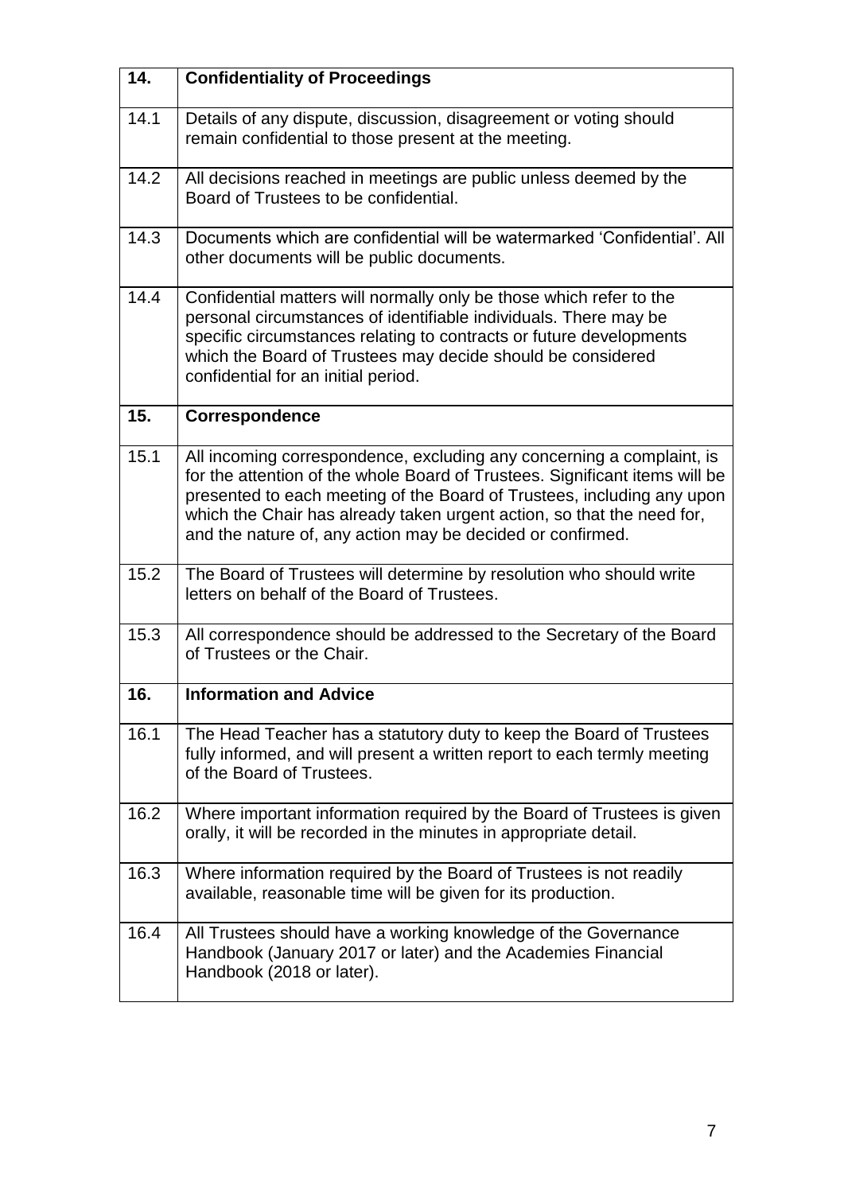| 14. | **Confidentiality of Proceedings** |
|---|---|
| 14.1 | Details of any dispute, discussion, disagreement or voting should remain confidential to those present at the meeting. |
| 14.2 | All decisions reached in meetings are public unless deemed by the Board of Trustees to be confidential. |
| 14.3 | Documents which are confidential will be watermarked 'Confidential'. All other documents will be public documents. |
| 14.4 | Confidential matters will normally only be those which refer to the personal circumstances of identifiable individuals. There may be specific circumstances relating to contracts or future developments which the Board of Trustees may decide should be considered confidential for an initial period. |
| **15.** | **Correspondence** |
| 15.1 | All incoming correspondence, excluding any concerning a complaint, is for the attention of the whole Board of Trustees. Significant items will be presented to each meeting of the Board of Trustees, including any upon which the Chair has already taken urgent action, so that the need for, and the nature of, any action may be decided or confirmed. |
| 15.2 | The Board of Trustees will determine by resolution who should write letters on behalf of the Board of Trustees. |
| 15.3 | All correspondence should be addressed to the Secretary of the Board of Trustees or the Chair. |
| **16.** | **Information and Advice** |
| 16.1 | The Head Teacher has a statutory duty to keep the Board of Trustees fully informed, and will present a written report to each termly meeting of the Board of Trustees. |
| 16.2 | Where important information required by the Board of Trustees is given orally, it will be recorded in the minutes in appropriate detail. |
| 16.3 | Where information required by the Board of Trustees is not readily available, reasonable time will be given for its production. |
| 16.4 | All Trustees should have a working knowledge of the Governance Handbook (January 2017 or later) and the Academies Financial Handbook (2018 or later). |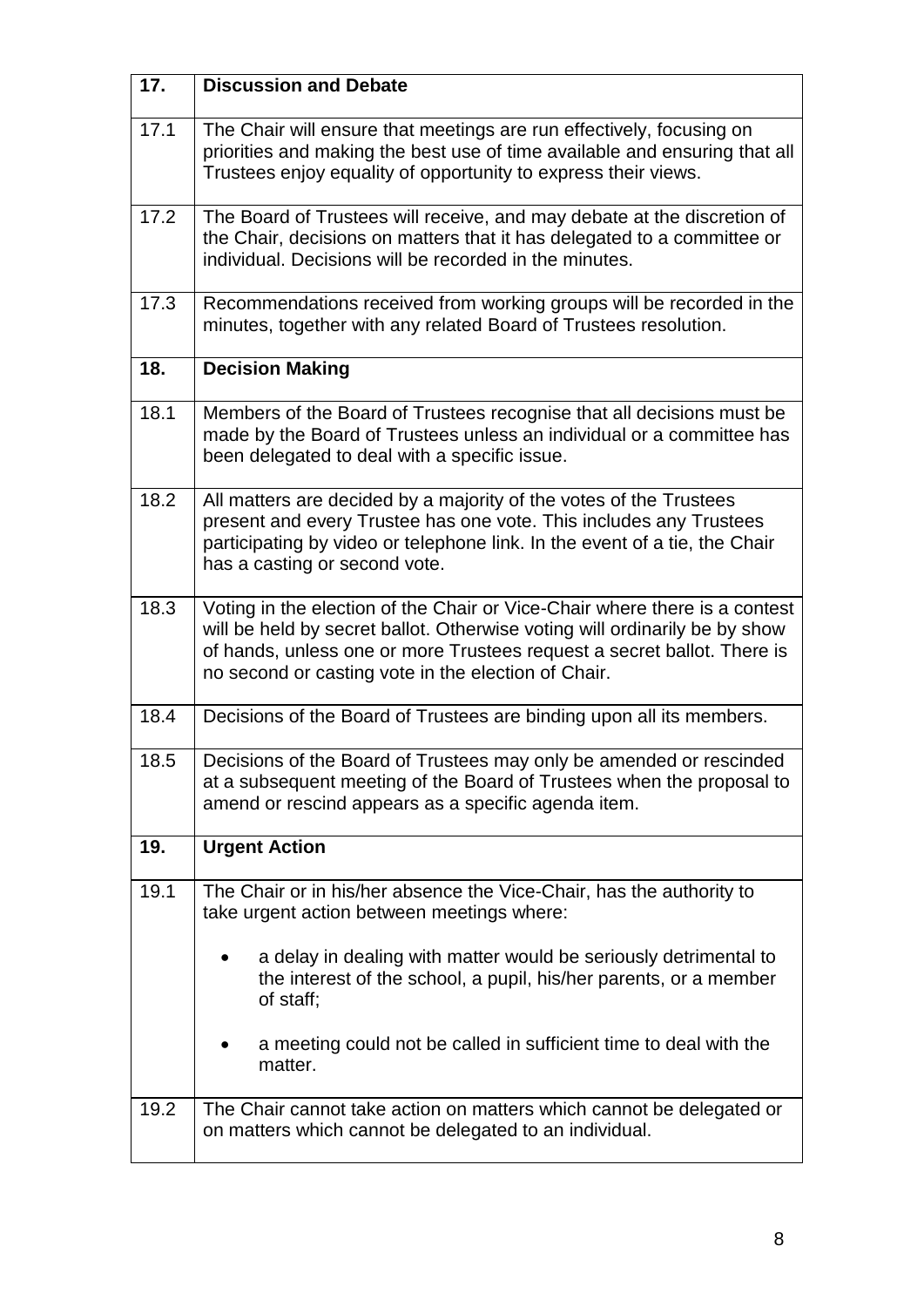| 17. | **Discussion and Debate** |
|---|---|
| 17.1 | The Chair will ensure that meetings are run effectively, focusing on priorities and making the best use of time available and ensuring that all Trustees enjoy equality of opportunity to express their views. |
| 17.2 | The Board of Trustees will receive, and may debate at the discretion of the Chair, decisions on matters that it has delegated to a committee or individual. Decisions will be recorded in the minutes. |
| 17.3 | Recommendations received from working groups will be recorded in the minutes, together with any related Board of Trustees resolution. |
| **18.** | **Decision Making** |
| 18.1 | Members of the Board of Trustees recognise that all decisions must be made by the Board of Trustees unless an individual or a committee has been delegated to deal with a specific issue. |
| 18.2 | All matters are decided by a majority of the votes of the Trustees present and every Trustee has one vote. This includes any Trustees participating by video or telephone link. In the event of a tie, the Chair has a casting or second vote. |
| 18.3 | Voting in the election of the Chair or Vice-Chair where there is a contest will be held by secret ballot. Otherwise voting will ordinarily be by show of hands, unless one or more Trustees request a secret ballot. There is no second or casting vote in the election of Chair. |
| 18.4 | Decisions of the Board of Trustees are binding upon all its members. |
| 18.5 | Decisions of the Board of Trustees may only be amended or rescinded at a subsequent meeting of the Board of Trustees when the proposal to amend or rescind appears as a specific agenda item. |
| **19.** | **Urgent Action** |
| 19.1 | The Chair or in his/her absence the Vice-Chair, has the authority to take urgent action between meetings where:<br><br>• a delay in dealing with matter would be seriously detrimental to the interest of the school, a pupil, his/her parents, or a member of staff;<br><br>• a meeting could not be called in sufficient time to deal with the matter. |
| 19.2 | The Chair cannot take action on matters which cannot be delegated or on matters which cannot be delegated to an individual. |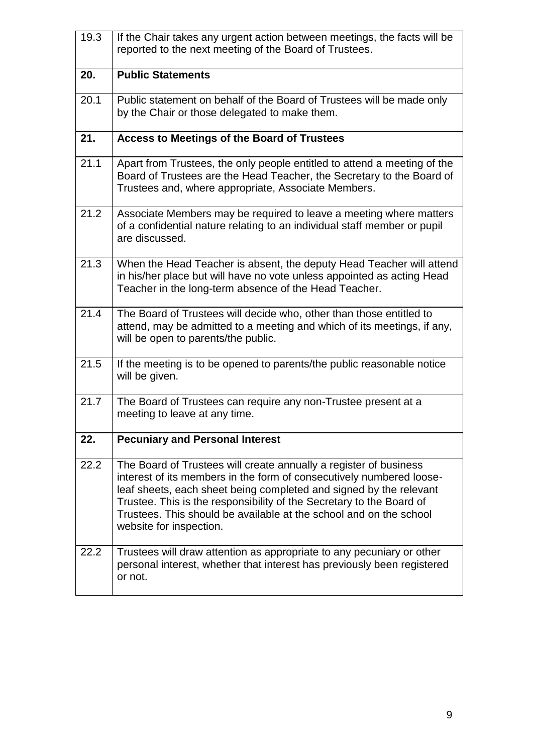| 19.3 | If the Chair takes any urgent action between meetings, the facts will be reported to the next meeting of the Board of Trustees. |
|---|---|
| **20.** | **Public Statements** |
| 20.1 | Public statement on behalf of the Board of Trustees will be made only by the Chair or those delegated to make them. |
| **21.** | **Access to Meetings of the Board of Trustees** |
| 21.1 | Apart from Trustees, the only people entitled to attend a meeting of the Board of Trustees are the Head Teacher, the Secretary to the Board of Trustees and, where appropriate, Associate Members. |
| 21.2 | Associate Members may be required to leave a meeting where matters of a confidential nature relating to an individual staff member or pupil are discussed. |
| 21.3 | When the Head Teacher is absent, the deputy Head Teacher will attend in his/her place but will have no vote unless appointed as acting Head Teacher in the long-term absence of the Head Teacher. |
| 21.4 | The Board of Trustees will decide who, other than those entitled to attend, may be admitted to a meeting and which of its meetings, if any, will be open to parents/the public. |
| 21.5 | If the meeting is to be opened to parents/the public reasonable notice will be given. |
| 21.7 | The Board of Trustees can require any non-Trustee present at a meeting to leave at any time. |
| **22.** | **Pecuniary and Personal Interest** |
| 22.2 | The Board of Trustees will create annually a register of business interest of its members in the form of consecutively numbered loose-leaf sheets, each sheet being completed and signed by the relevant Trustee. This is the responsibility of the Secretary to the Board of Trustees. This should be available at the school and on the school website for inspection. |
| 22.2 | Trustees will draw attention as appropriate to any pecuniary or other personal interest, whether that interest has previously been registered or not. |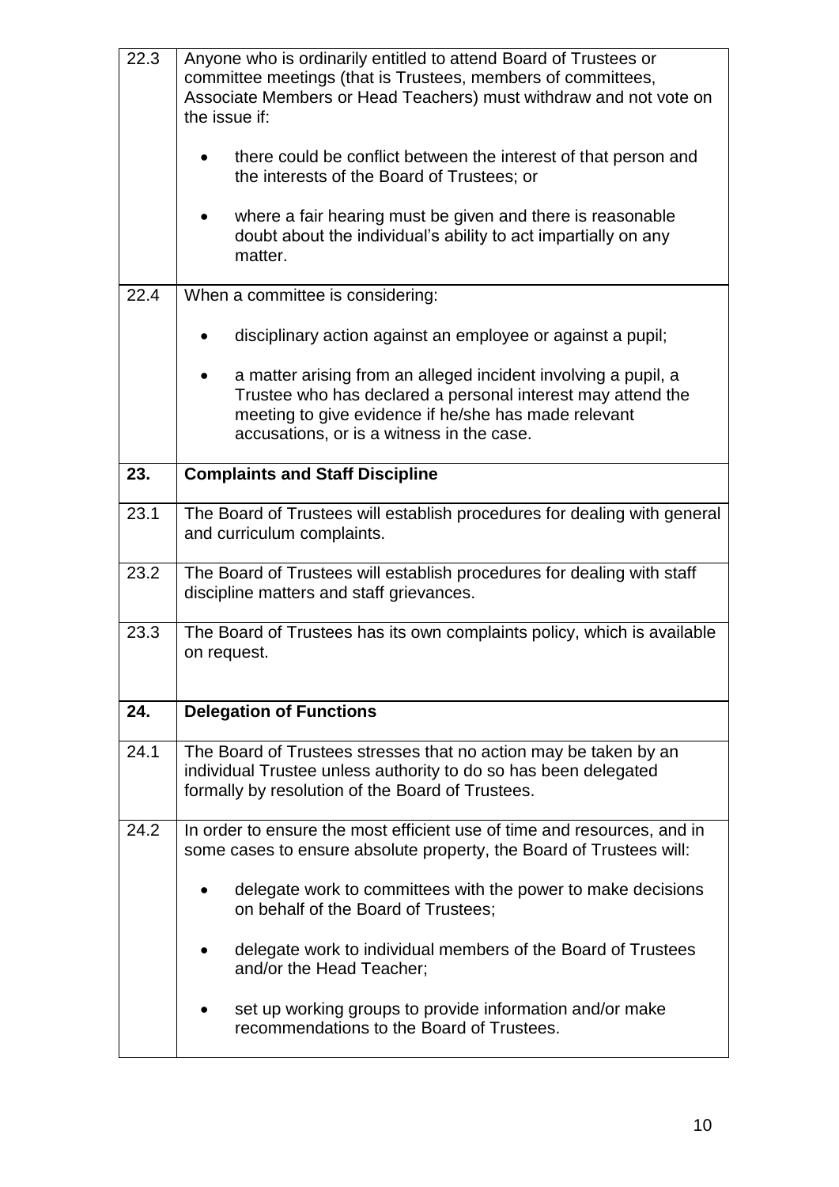| | |
|---|---|
| 22.3 | Anyone who is ordinarily entitled to attend Board of Trustees or committee meetings (that is Trustees, members of committees, Associate Members or Head Teachers) must withdraw and not vote on the issue if:<br><br>• there could be conflict between the interest of that person and the interests of the Board of Trustees; or<br><br>• where a fair hearing must be given and there is reasonable doubt about the individual's ability to act impartially on any matter. |
| 22.4 | When a committee is considering:<br><br>• disciplinary action against an employee or against a pupil;<br><br>• a matter arising from an alleged incident involving a pupil, a Trustee who has declared a personal interest may attend the meeting to give evidence if he/she has made relevant accusations, or is a witness in the case. |
| **23.** | **Complaints and Staff Discipline** |
| 23.1 | The Board of Trustees will establish procedures for dealing with general and curriculum complaints. |
| 23.2 | The Board of Trustees will establish procedures for dealing with staff discipline matters and staff grievances. |
| 23.3 | The Board of Trustees has its own complaints policy, which is available on request. |
| **24.** | **Delegation of Functions** |
| 24.1 | The Board of Trustees stresses that no action may be taken by an individual Trustee unless authority to do so has been delegated formally by resolution of the Board of Trustees. |
| 24.2 | In order to ensure the most efficient use of time and resources, and in some cases to ensure absolute property, the Board of Trustees will:<br><br>• delegate work to committees with the power to make decisions on behalf of the Board of Trustees;<br><br>• delegate work to individual members of the Board of Trustees and/or the Head Teacher;<br><br>• set up working groups to provide information and/or make recommendations to the Board of Trustees. |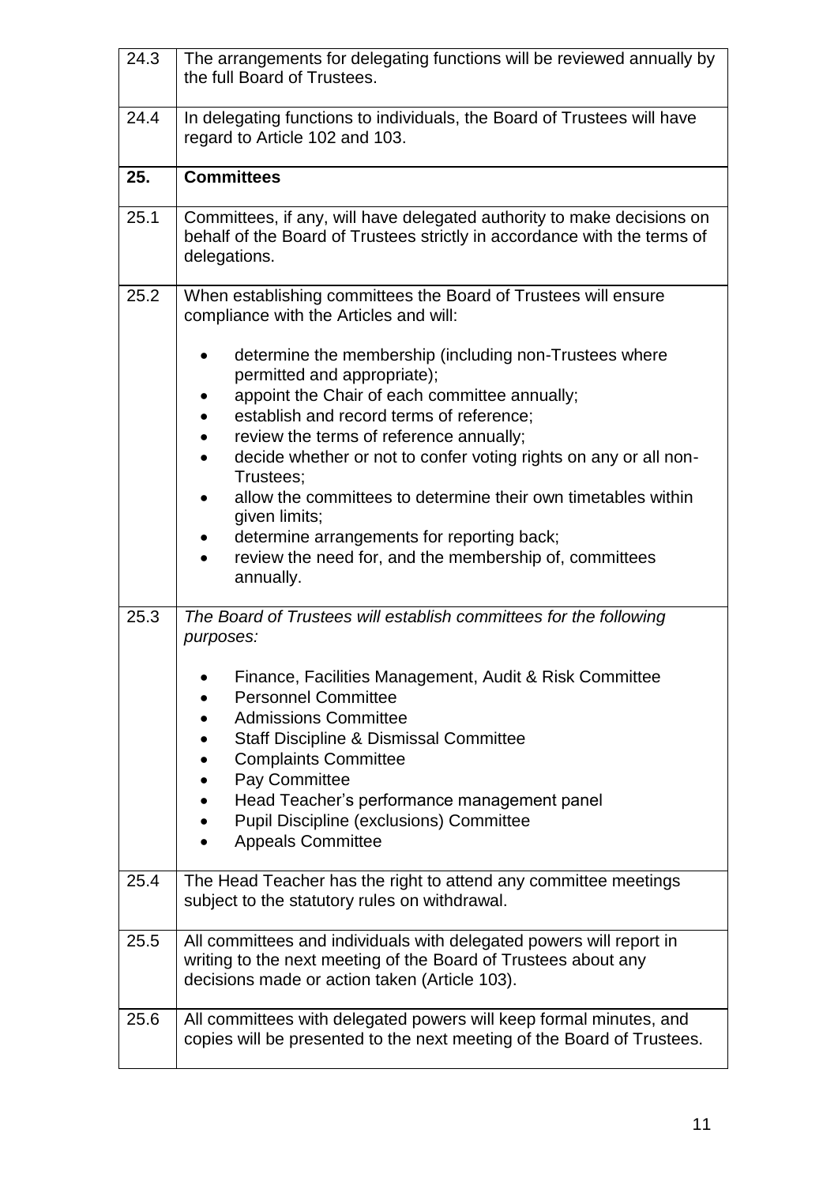| | |
|---|---|
| 24.3 | The arrangements for delegating functions will be reviewed annually by the full Board of Trustees. |
| 24.4 | In delegating functions to individuals, the Board of Trustees will have regard to Article 102 and 103. |
| **25.** | **Committees** |
| 25.1 | Committees, if any, will have delegated authority to make decisions on behalf of the Board of Trustees strictly in accordance with the terms of delegations. |
| 25.2 | When establishing committees the Board of Trustees will ensure compliance with the Articles and will:<br><br>• determine the membership (including non-Trustees where permitted and appropriate);<br>• appoint the Chair of each committee annually;<br>• establish and record terms of reference;<br>• review the terms of reference annually;<br>• decide whether or not to confer voting rights on any or all non-Trustees;<br>• allow the committees to determine their own timetables within given limits;<br>• determine arrangements for reporting back;<br>• review the need for, and the membership of, committees annually. |
| 25.3 | *The Board of Trustees will establish committees for the following purposes:*<br><br>• Finance, Facilities Management, Audit & Risk Committee<br>• Personnel Committee<br>• Admissions Committee<br>• Staff Discipline & Dismissal Committee<br>• Complaints Committee<br>• Pay Committee<br>• Head Teacher's performance management panel<br>• Pupil Discipline (exclusions) Committee<br>• Appeals Committee |
| 25.4 | The Head Teacher has the right to attend any committee meetings subject to the statutory rules on withdrawal. |
| 25.5 | All committees and individuals with delegated powers will report in writing to the next meeting of the Board of Trustees about any decisions made or action taken (Article 103). |
| 25.6 | All committees with delegated powers will keep formal minutes, and copies will be presented to the next meeting of the Board of Trustees. |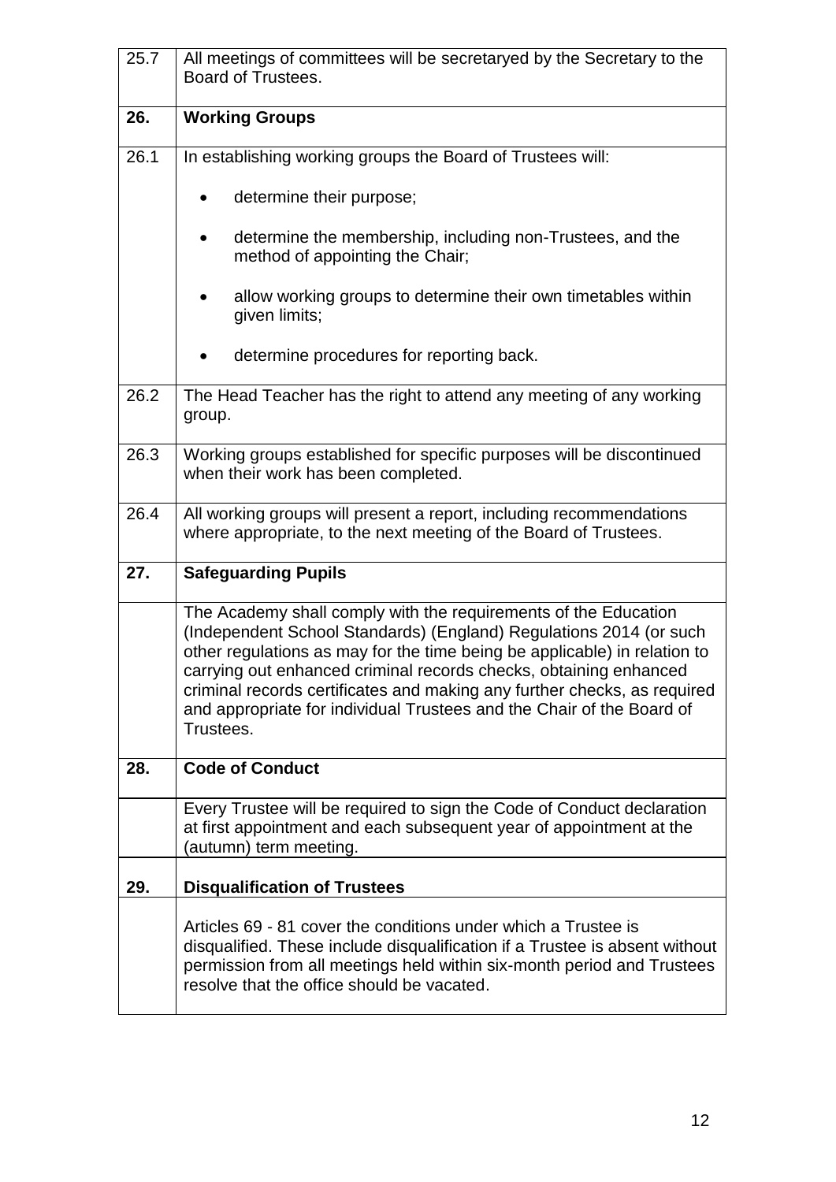| | |
|---|---|
| 25.7 | All meetings of committees will be secretaryed by the Secretary to the Board of Trustees. |
| **26.** | **Working Groups** |
| 26.1 | In establishing working groups the Board of Trustees will:<br><br>• determine their purpose;<br>• determine the membership, including non-Trustees, and the method of appointing the Chair;<br>• allow working groups to determine their own timetables within given limits;<br>• determine procedures for reporting back. |
| 26.2 | The Head Teacher has the right to attend any meeting of any working group. |
| 26.3 | Working groups established for specific purposes will be discontinued when their work has been completed. |
| 26.4 | All working groups will present a report, including recommendations where appropriate, to the next meeting of the Board of Trustees. |
| **27.** | **Safeguarding Pupils** |
| | The Academy shall comply with the requirements of the Education (Independent School Standards) (England) Regulations 2014 (or such other regulations as may for the time being be applicable) in relation to carrying out enhanced criminal records checks, obtaining enhanced criminal records certificates and making any further checks, as required and appropriate for individual Trustees and the Chair of the Board of Trustees. |
| **28.** | **Code of Conduct** |
| | Every Trustee will be required to sign the Code of Conduct declaration at first appointment and each subsequent year of appointment at the (autumn) term meeting. |
| **29.** | **Disqualification of Trustees** |
| | Articles 69 - 81 cover the conditions under which a Trustee is disqualified. These include disqualification if a Trustee is absent without permission from all meetings held within six-month period and Trustees resolve that the office should be vacated. |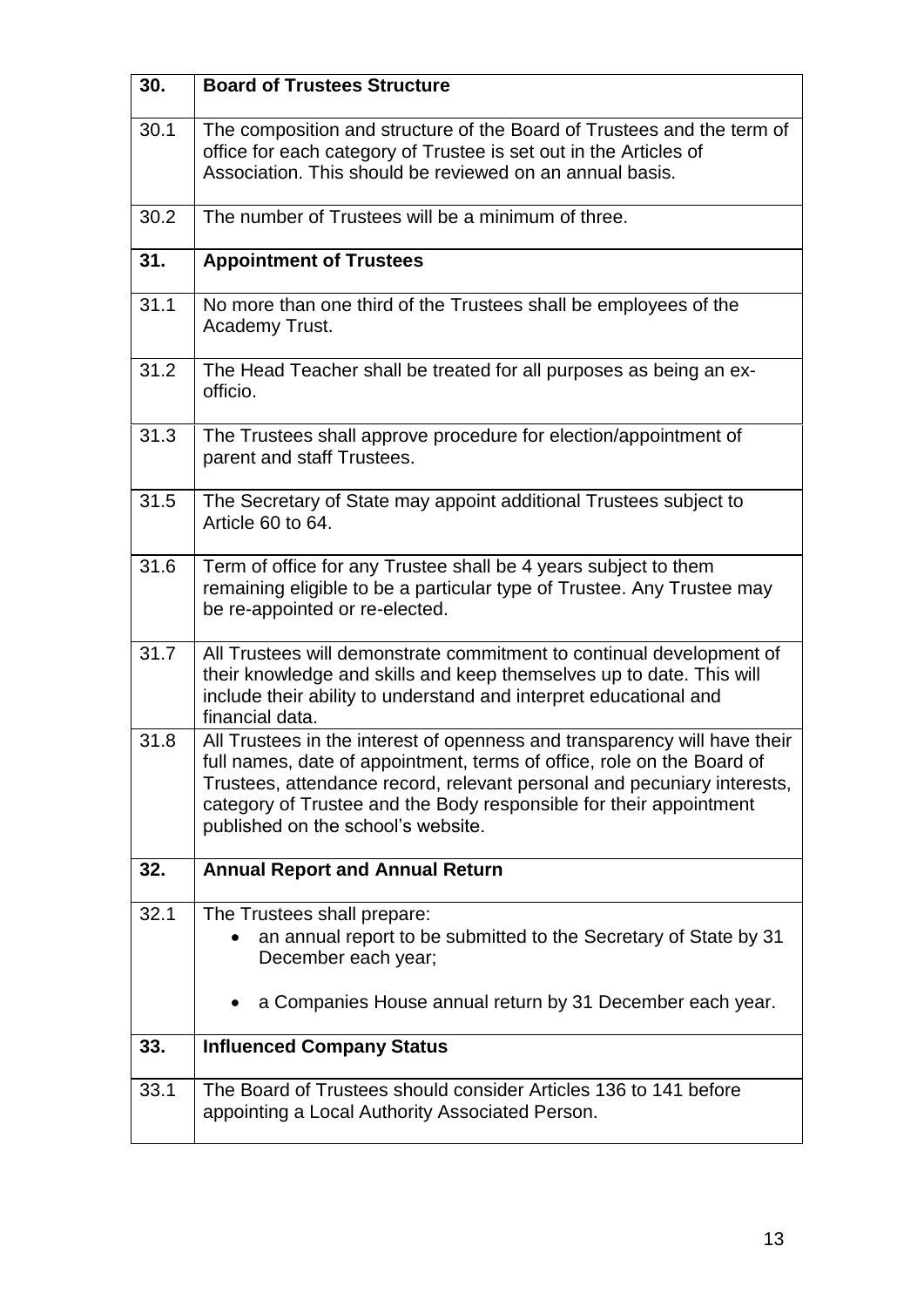| 30. | **Board of Trustees Structure** |
|---|---|
| 30.1 | The composition and structure of the Board of Trustees and the term of office for each category of Trustee is set out in the Articles of Association. This should be reviewed on an annual basis. |
| 30.2 | The number of Trustees will be a minimum of three. |
| **31.** | **Appointment of Trustees** |
| 31.1 | No more than one third of the Trustees shall be employees of the Academy Trust. |
| 31.2 | The Head Teacher shall be treated for all purposes as being an ex-officio. |
| 31.3 | The Trustees shall approve procedure for election/appointment of parent and staff Trustees. |
| 31.5 | The Secretary of State may appoint additional Trustees subject to Article 60 to 64. |
| 31.6 | Term of office for any Trustee shall be 4 years subject to them remaining eligible to be a particular type of Trustee. Any Trustee may be re-appointed or re-elected. |
| 31.7 | All Trustees will demonstrate commitment to continual development of their knowledge and skills and keep themselves up to date. This will include their ability to understand and interpret educational and financial data. |
| 31.8 | All Trustees in the interest of openness and transparency will have their full names, date of appointment, terms of office, role on the Board of Trustees, attendance record, relevant personal and pecuniary interests, category of Trustee and the Body responsible for their appointment published on the school's website. |
| **32.** | **Annual Report and Annual Return** |
| 32.1 | The Trustees shall prepare:<br>• an annual report to be submitted to the Secretary of State by 31 December each year;<br>• a Companies House annual return by 31 December each year. |
| **33.** | **Influenced Company Status** |
| 33.1 | The Board of Trustees should consider Articles 136 to 141 before appointing a Local Authority Associated Person. |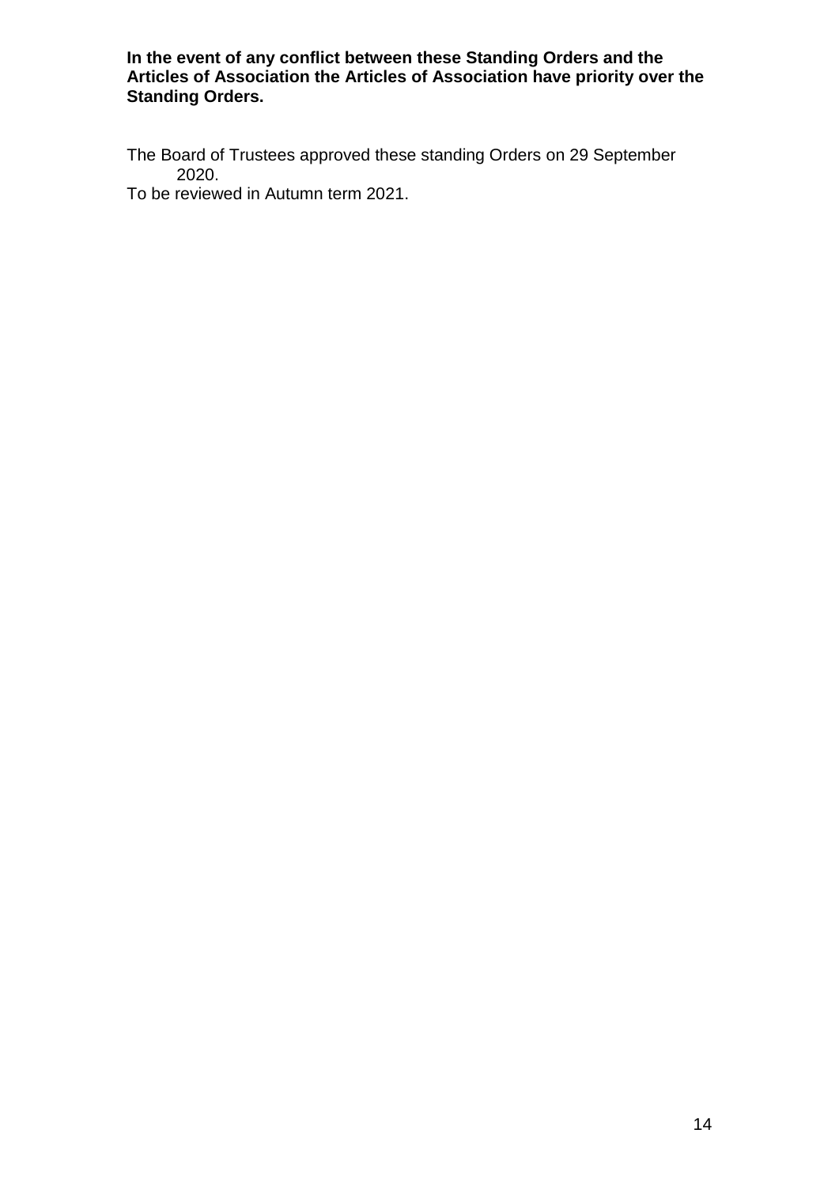**In the event of any conflict between these Standing Orders and the Articles of Association the Articles of Association have priority over the Standing Orders.**

The Board of Trustees approved these standing Orders on 29 September 2020.

To be reviewed in Autumn term 2021.